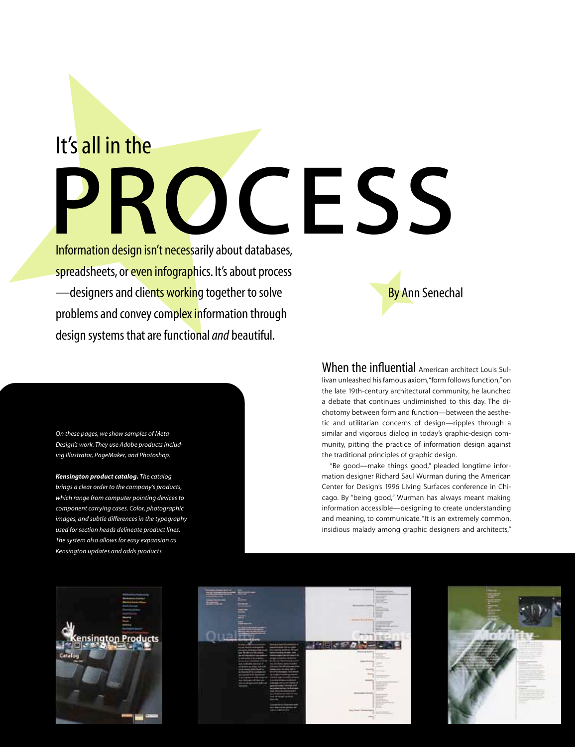# It's all in the PROCESS

Information design isn't necessarily about databases, spreadsheets, or even infographics. It's about process—designers and clients working together to solve problems and convey complex information through design systems that are functional *and* beautiful.

By Ann Senechal

*On these pages, we show samples of Meta-Design's work. They use Adobe products including Illustrator, PageMaker, and Photoshop.*

***Kensington product catalog.*** *The catalog brings a clear order to the company's products, which range from computer pointing devices to component carrying cases. Color, photographic images, and subtle differences in the typography used for section heads delineate product lines. The system also allows for easy expansion as Kensington updates and adds products.*

When the influential American architect Louis Sullivan unleashed his famous axiom, "form follows function," on the late 19th-century architectural community, he launched a debate that continues undiminished to this day. The dichotomy between form and function—between the aesthetic and utilitarian concerns of design—ripples through a similar and vigorous dialog in today's graphic-design community, pitting the practice of information design against the traditional principles of graphic design.

"Be good—make things good," pleaded longtime information designer Richard Saul Wurman during the American Center for Design's 1996 Living Surfaces conference in Chicago. By "being good," Wurman has always meant making information accessible—designing to create understanding and meaning, to communicate. "It is an extremely common, insidious malady among graphic designers and architects,"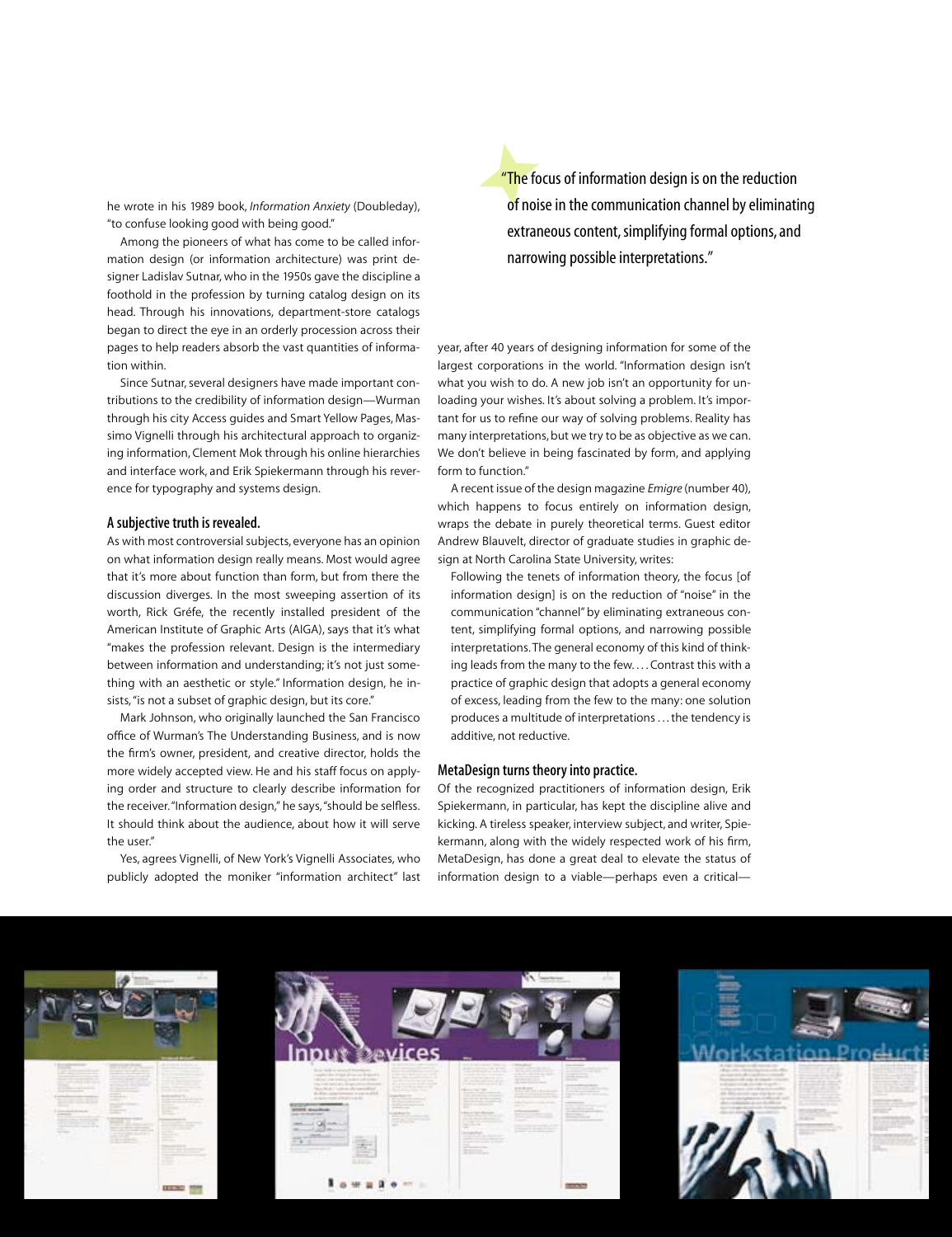he wrote in his 1989 book, *Information Anxiety* (Doubleday), "to confuse looking good with being good."

Among the pioneers of what has come to be called information design (or information architecture) was print designer Ladislav Sutnar, who in the 1950s gave the discipline a foothold in the profession by turning catalog design on its head. Through his innovations, department-store catalogs began to direct the eye in an orderly procession across their pages to help readers absorb the vast quantities of information within.

Since Sutnar, several designers have made important contributions to the credibility of information design—Wurman through his city Access guides and Smart Yellow Pages, Massimo Vignelli through his architectural approach to organizing information, Clement Mok through his online hierarchies and interface work, and Erik Spiekermann through his reverence for typography and systems design.

### A subjective truth is revealed.

As with most controversial subjects, everyone has an opinion on what information design really means. Most would agree that it's more about function than form, but from there the discussion diverges. In the most sweeping assertion of its worth, Rick Gréfe, the recently installed president of the American Institute of Graphic Arts (AIGA), says that it's what "makes the profession relevant. Design is the intermediary between information and understanding; it's not just something with an aesthetic or style." Information design, he insists, "is not a subset of graphic design, but its core."

Mark Johnson, who originally launched the San Francisco office of Wurman's The Understanding Business, and is now the firm's owner, president, and creative director, holds the more widely accepted view. He and his staff focus on applying order and structure to clearly describe information for the receiver. "Information design," he says, "should be selfless. It should think about the audience, about how it will serve the user."

Yes, agrees Vignelli, of New York's Vignelli Associates, who publicly adopted the moniker "information architect" last year, after 40 years of designing information for some of the largest corporations in the world. "Information design isn't what you wish to do. A new job isn't an opportunity for unloading your wishes. It's about solving a problem. It's important for us to refine our way of solving problems. Reality has many interpretations, but we try to be as objective as we can. We don't believe in being fascinated by form, and applying form to function."

> "The focus of information design is on the reduction of noise in the communication channel by eliminating extraneous content, simplifying formal options, and narrowing possible interpretations."

A recent issue of the design magazine *Emigre* (number 40), which happens to focus entirely on information design, wraps the debate in purely theoretical terms. Guest editor Andrew Blauvelt, director of graduate studies in graphic design at North Carolina State University, writes:

> Following the tenets of information theory, the focus [of information design] is on the reduction of "noise" in the communication "channel" by eliminating extraneous content, simplifying formal options, and narrowing possible interpretations. The general economy of this kind of thinking leads from the many to the few.... Contrast this with a practice of graphic design that adopts a general economy of excess, leading from the few to the many: one solution produces a multitude of interpretations ... the tendency is additive, not reductive.

### MetaDesign turns theory into practice.

Of the recognized practitioners of information design, Erik Spiekermann, in particular, has kept the discipline alive and kicking. A tireless speaker, interview subject, and writer, Spiekermann, along with the widely respected work of his firm, MetaDesign, has done a great deal to elevate the status of information design to a viable—perhaps even a critical—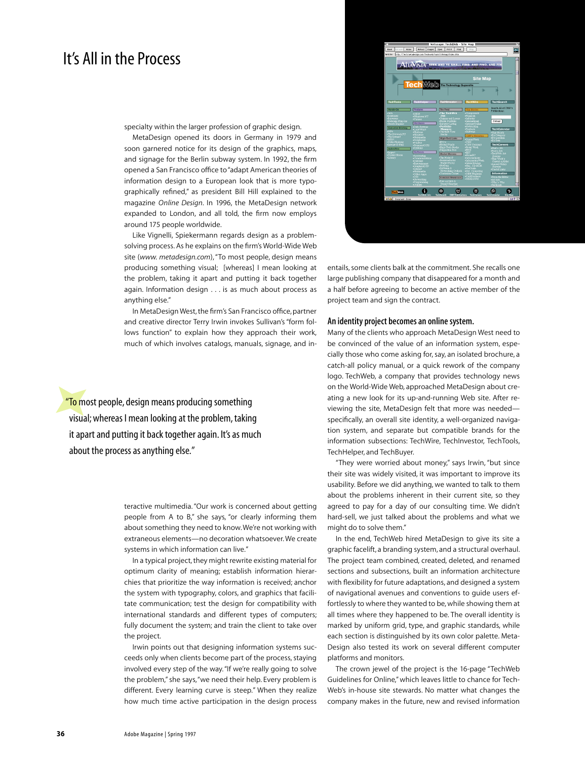# It's All in the Process

specialty within the larger profession of graphic design.

MetaDesign opened its doors in Germany in 1979 and soon garnered notice for its design of the graphics, maps, and signage for the Berlin subway system. In 1992, the firm opened a San Francisco office to "adapt American theories of information design to a European look that is more typographically refined," as president Bill Hill explained to the magazine *Online Design*. In 1996, the MetaDesign network expanded to London, and all told, the firm now employs around 175 people worldwide.

Like Vignelli, Spiekermann regards design as a problem-solving process. As he explains on the firm's World-Wide Web site (*www. metadesign.com*), "To most people, design means producing something visual; [whereas] I mean looking at the problem, taking it apart and putting it back together again. Information design . . . is as much about process as anything else."

In MetaDesign West, the firm's San Francisco office, partner and creative director Terry Irwin invokes Sullivan's "form follows function" to explain how they approach their work, much of which involves catalogs, manuals, signage, and interactive multimedia. "Our work is concerned about getting people from A to B," she says, "or clearly informing them about something they need to know. We're not working with extraneous elements—no decoration whatsoever. We create systems in which information can live."

"To most people, design means producing something visual; whereas I mean looking at the problem, taking it apart and putting it back together again. It's as much about the process as anything else."

In a typical project, they might rewrite existing material for optimum clarity of meaning; establish information hierarchies that prioritize the way information is received; anchor the system with typography, colors, and graphics that facilitate communication; test the design for compatibility with international standards and different types of computers; fully document the system; and train the client to take over the project.

Irwin points out that designing information systems succeeds only when clients become part of the process, staying involved every step of the way. "If we're really going to solve the problem," she says, "we need their help. Every problem is different. Every learning curve is steep." When they realize how much time active participation in the design process entails, some clients balk at the commitment. She recalls one large publishing company that disappeared for a month and a half before agreeing to become an active member of the project team and sign the contract.

## An identity project becomes an online system.

Many of the clients who approach MetaDesign West need to be convinced of the value of an information system, especially those who come asking for, say, an isolated brochure, a catch-all policy manual, or a quick rework of the company logo. TechWeb, a company that provides technology news on the World-Wide Web, approached MetaDesign about creating a new look for its up-and-running Web site. After reviewing the site, MetaDesign felt that more was needed—specifically, an overall site identity, a well-organized navigation system, and separate but compatible brands for the information subsections: TechWire, TechInvestor, TechTools, TechHelper, and TechBuyer.

"They were worried about money," says Irwin, "but since their site was widely visited, it was important to improve its usability. Before we did anything, we wanted to talk to them about the problems inherent in their current site, so they agreed to pay for a day of our consulting time. We didn't hard-sell, we just talked about the problems and what we might do to solve them."

In the end, TechWeb hired MetaDesign to give its site a graphic facelift, a branding system, and a structural overhaul. The project team combined, created, deleted, and renamed sections and subsections, built an information architecture with flexibility for future adaptations, and designed a system of navigational avenues and conventions to guide users effortlessly to where they wanted to be, while showing them at all times where they happened to be. The overall identity is marked by uniform grid, type, and graphic standards, while each section is distinguished by its own color palette. MetaDesign also tested its work on several different computer platforms and monitors.

The crown jewel of the project is the 16-page "TechWeb Guidelines for Online," which leaves little to chance for TechWeb's in-house site stewards. No matter what changes the company makes in the future, new and revised information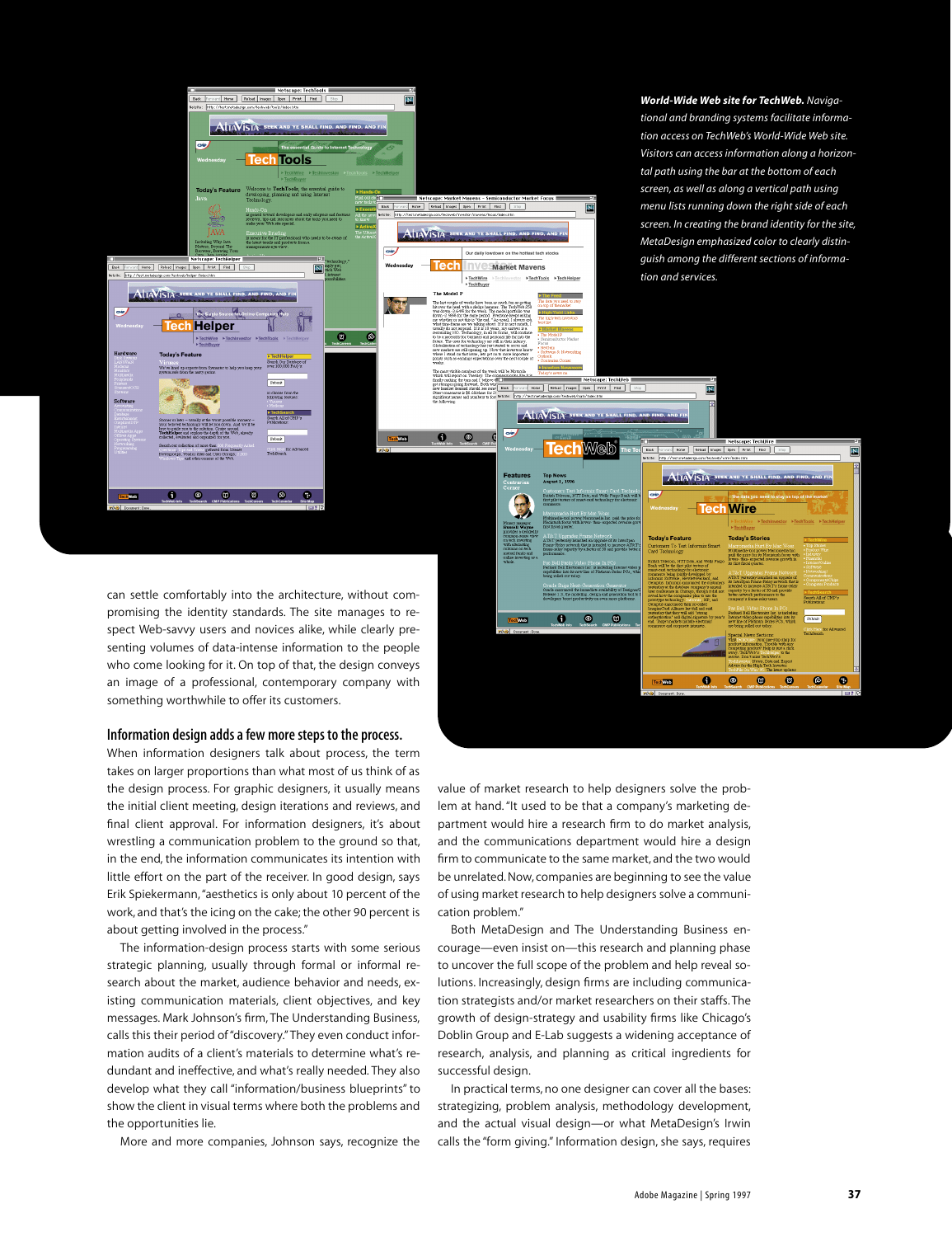***World-Wide Web site for TechWeb.*** *Navigational and branding systems facilitate information access on TechWeb's World-Wide Web site. Visitors can access information along a horizontal path using the bar at the bottom of each screen, as well as along a vertical path using menu lists running down the right side of each screen. In creating the brand identity for the site, MetaDesign emphasized color to clearly distinguish among the different sections of information and services.*

can settle comfortably into the architecture, without compromising the identity standards. The site manages to respect Web-savvy users and novices alike, while clearly presenting volumes of data-intense information to the people who come looking for it. On top of that, the design conveys an image of a professional, contemporary company with something worthwhile to offer its customers.

## Information design adds a few more steps to the process.

When information designers talk about process, the term takes on larger proportions than what most of us think of as the design process. For graphic designers, it usually means the initial client meeting, design iterations and reviews, and final client approval. For information designers, it's about wrestling a communication problem to the ground so that, in the end, the information communicates its intention with little effort on the part of the receiver. In good design, says Erik Spiekermann, "aesthetics is only about 10 percent of the work, and that's the icing on the cake; the other 90 percent is about getting involved in the process."

The information-design process starts with some serious strategic planning, usually through formal or informal research about the market, audience behavior and needs, existing communication materials, client objectives, and key messages. Mark Johnson's firm, The Understanding Business, calls this their period of "discovery." They even conduct information audits of a client's materials to determine what's redundant and ineffective, and what's really needed. They also develop what they call "information/business blueprints" to show the client in visual terms where both the problems and the opportunities lie.

More and more companies, Johnson says, recognize the value of market research to help designers solve the problem at hand. "It used to be that a company's marketing department would hire a research firm to do market analysis, and the communications department would hire a design firm to communicate to the same market, and the two would be unrelated. Now, companies are beginning to see the value of using market research to help designers solve a communication problem."

Both MetaDesign and The Understanding Business encourage—even insist on—this research and planning phase to uncover the full scope of the problem and help reveal solutions. Increasingly, design firms are including communication strategists and/or market researchers on their staffs. The growth of design-strategy and usability firms like Chicago's Doblin Group and E-Lab suggests a widening acceptance of research, analysis, and planning as critical ingredients for successful design.

In practical terms, no one designer can cover all the bases: strategizing, problem analysis, methodology development, and the actual visual design—or what MetaDesign's Irwin calls the "form giving." Information design, she says, requires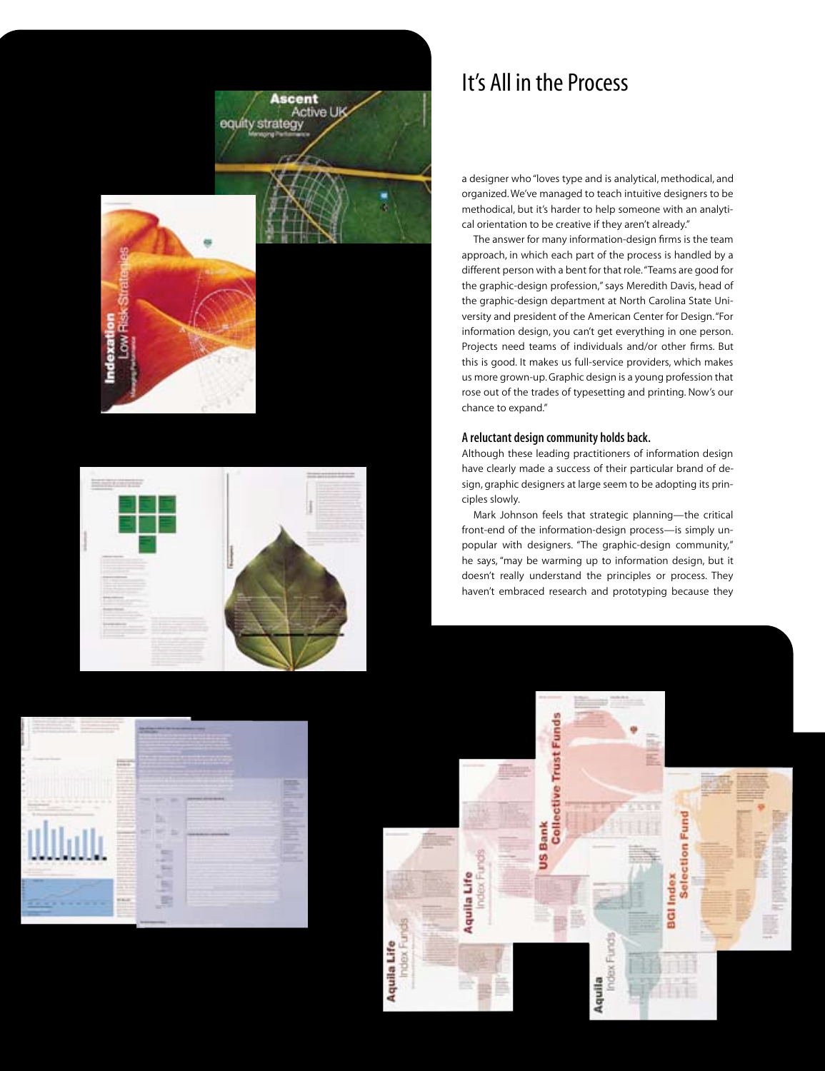# It's All in the Process

a designer who "loves type and is analytical, methodical, and organized. We've managed to teach intuitive designers to be methodical, but it's harder to help someone with an analytical orientation to be creative if they aren't already."

The answer for many information-design firms is the team approach, in which each part of the process is handled by a different person with a bent for that role. "Teams are good for the graphic-design profession," says Meredith Davis, head of the graphic-design department at North Carolina State University and president of the American Center for Design. "For information design, you can't get everything in one person. Projects need teams of individuals and/or other firms. But this is good. It makes us full-service providers, which makes us more grown-up. Graphic design is a young profession that rose out of the trades of typesetting and printing. Now's our chance to expand."

### A reluctant design community holds back.

Although these leading practitioners of information design have clearly made a success of their particular brand of design, graphic designers at large seem to be adopting its principles slowly.

Mark Johnson feels that strategic planning—the critical front-end of the information-design process—is simply unpopular with designers. "The graphic-design community," he says, "may be warming up to information design, but it doesn't really understand the principles or process. They haven't embraced research and prototyping because they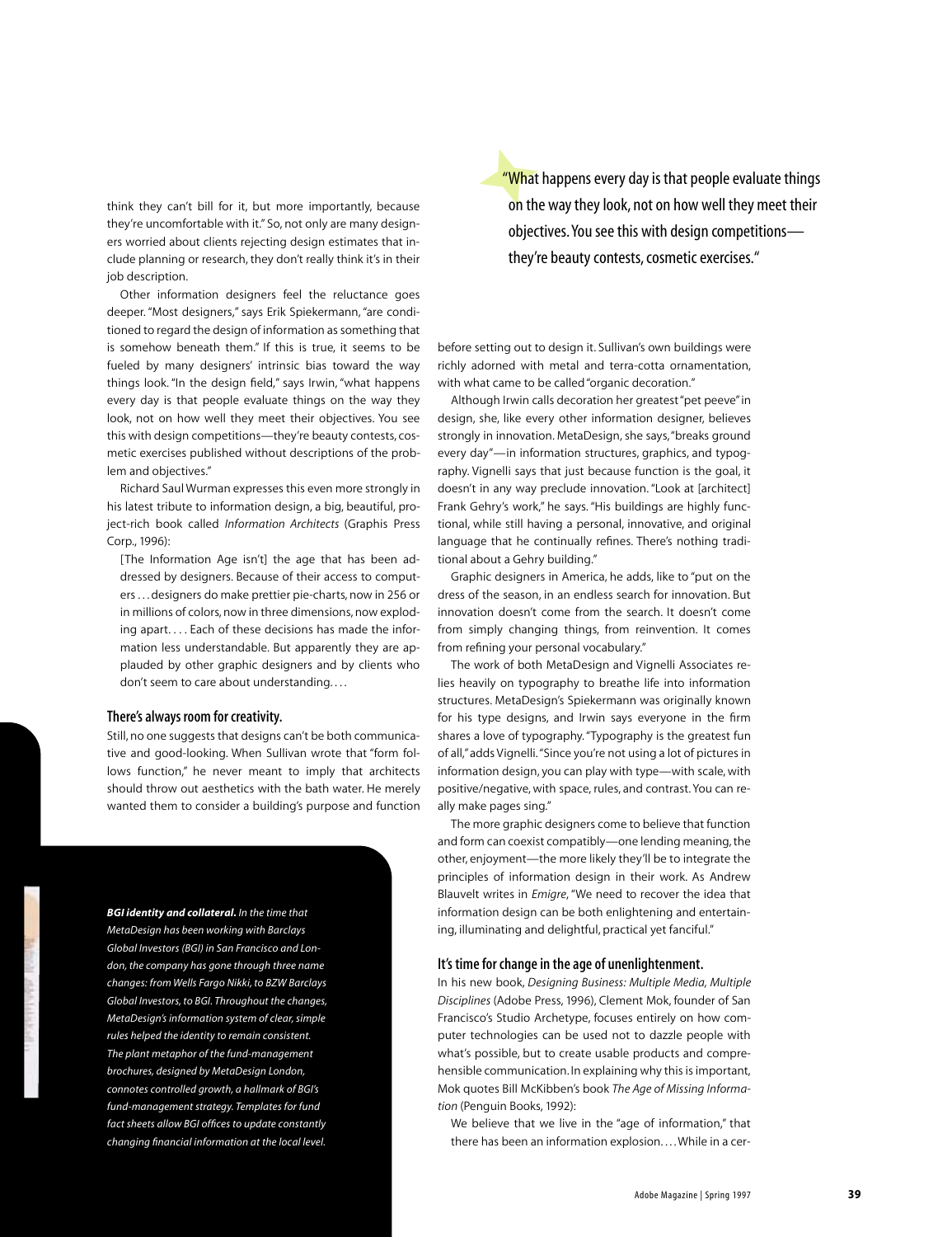think they can't bill for it, but more importantly, because they're uncomfortable with it." So, not only are many designers worried about clients rejecting design estimates that include planning or research, they don't really think it's in their job description.

Other information designers feel the reluctance goes deeper. "Most designers," says Erik Spiekermann, "are conditioned to regard the design of information as something that is somehow beneath them." If this is true, it seems to be fueled by many designers' intrinsic bias toward the way things look. "In the design field," says Irwin, "what happens every day is that people evaluate things on the way they look, not on how well they meet their objectives. You see this with design competitions—they're beauty contests, cosmetic exercises published without descriptions of the problem and objectives."

Richard Saul Wurman expresses this even more strongly in his latest tribute to information design, a big, beautiful, project-rich book called *Information Architects* (Graphis Press Corp., 1996):

> [The Information Age isn't] the age that has been addressed by designers. Because of their access to computers . . . designers do make prettier pie-charts, now in 256 or in millions of colors, now in three dimensions, now exploding apart. . . . Each of these decisions has made the information less understandable. But apparently they are applauded by other graphic designers and by clients who don't seem to care about understanding. . . .

### There's always room for creativity.

Still, no one suggests that designs can't be both communicative and good-looking. When Sullivan wrote that "form follows function," he never meant to imply that architects should throw out aesthetics with the bath water. He merely wanted them to consider a building's purpose and function before setting out to design it. Sullivan's own buildings were richly adorned with metal and terra-cotta ornamentation, with what came to be called "organic decoration."

> "What happens every day is that people evaluate things on the way they look, not on how well they meet their objectives. You see this with design competitions—they're beauty contests, cosmetic exercises."

Although Irwin calls decoration her greatest "pet peeve" in design, she, like every other information designer, believes strongly in innovation. MetaDesign, she says, "breaks ground every day"—in information structures, graphics, and typography. Vignelli says that just because function is the goal, it doesn't in any way preclude innovation. "Look at [architect] Frank Gehry's work," he says. "His buildings are highly functional, while still having a personal, innovative, and original language that he continually refines. There's nothing traditional about a Gehry building."

Graphic designers in America, he adds, like to "put on the dress of the season, in an endless search for innovation. But innovation doesn't come from the search. It doesn't come from simply changing things, from reinvention. It comes from refining your personal vocabulary."

The work of both MetaDesign and Vignelli Associates relies heavily on typography to breathe life into information structures. MetaDesign's Spiekermann was originally known for his type designs, and Irwin says everyone in the firm shares a love of typography. "Typography is the greatest fun of all," adds Vignelli. "Since you're not using a lot of pictures in information design, you can play with type—with scale, with positive/negative, with space, rules, and contrast. You can really make pages sing."

The more graphic designers come to believe that function and form can coexist compatibly—one lending meaning, the other, enjoyment—the more likely they'll be to integrate the principles of information design in their work. As Andrew Blauvelt writes in *Emigre*, "We need to recover the idea that information design can be both enlightening and entertaining, illuminating and delightful, practical yet fanciful."

### It's time for change in the age of unenlightenment.

In his new book, *Designing Business: Multiple Media, Multiple Disciplines* (Adobe Press, 1996), Clement Mok, founder of San Francisco's Studio Archetype, focuses entirely on how computer technologies can be used not to dazzle people with what's possible, but to create usable products and comprehensible communication. In explaining why this is important, Mok quotes Bill McKibben's book *The Age of Missing Information* (Penguin Books, 1992):

> We believe that we live in the "age of information," that there has been an information explosion. . . . While in a cer-

***BGI identity and collateral.*** *In the time that MetaDesign has been working with Barclays Global Investors (BGI) in San Francisco and London, the company has gone through three name changes: from Wells Fargo Nikki, to BZW Barclays Global Investors, to BGI. Throughout the changes, MetaDesign's information system of clear, simple rules helped the identity to remain consistent. The plant metaphor of the fund-management brochures, designed by MetaDesign London, connotes controlled growth, a hallmark of BGI's fund-management strategy. Templates for fund fact sheets allow BGI offices to update constantly changing financial information at the local level.*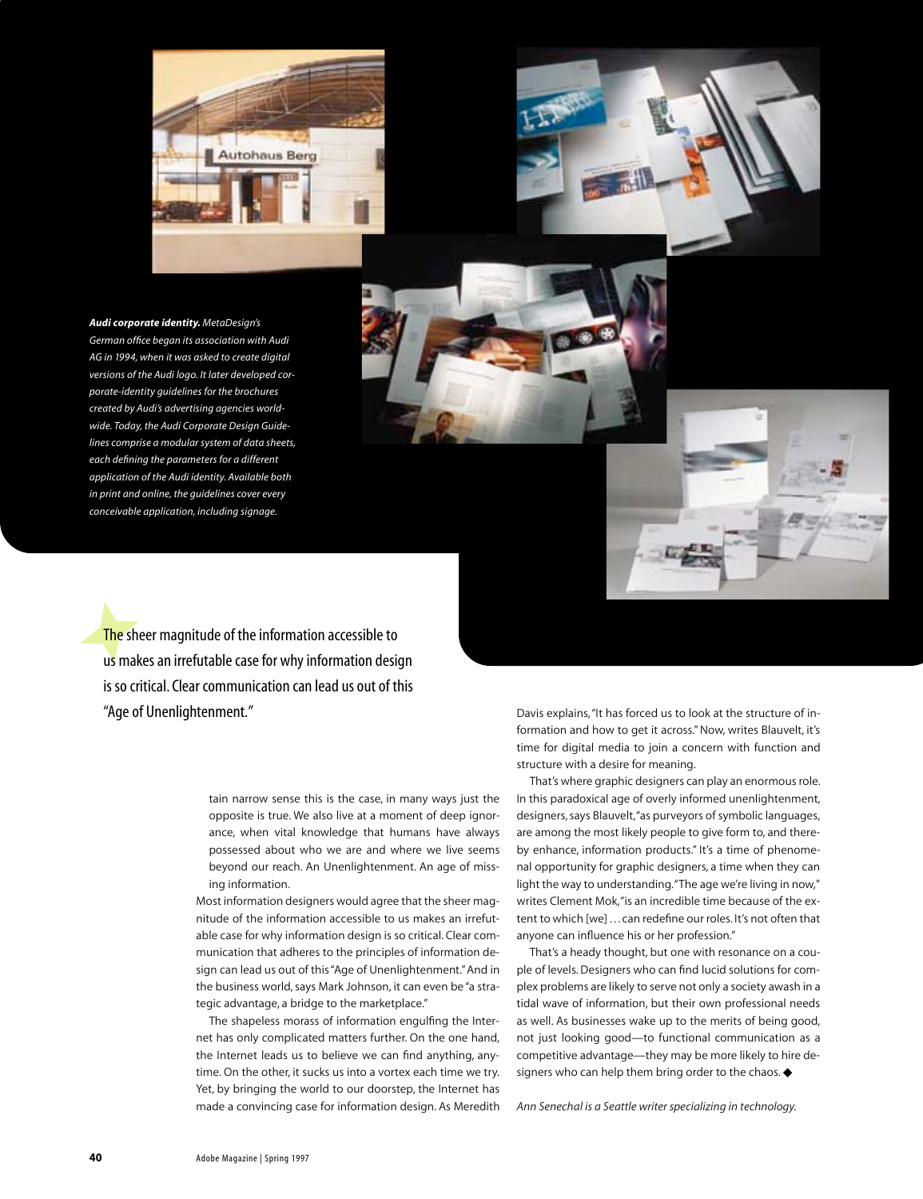***Audi corporate identity.*** *MetaDesign's German office began its association with Audi AG in 1994, when it was asked to create digital versions of the Audi logo. It later developed corporate-identity guidelines for the brochures created by Audi's advertising agencies worldwide. Today, the Audi Corporate Design Guidelines comprise a modular system of data sheets, each defining the parameters for a different application of the Audi identity. Available both in print and online, the guidelines cover every conceivable application, including signage.*

The sheer magnitude of the information accessible to us makes an irrefutable case for why information design is so critical. Clear communication can lead us out of this "Age of Unenlightenment."

tain narrow sense this is the case, in many ways just the opposite is true. We also live at a moment of deep ignorance, when vital knowledge that humans have always possessed about who we are and where we live seems beyond our reach. An Unenlightenment. An age of missing information.

Most information designers would agree that the sheer magnitude of the information accessible to us makes an irrefutable case for why information design is so critical. Clear communication that adheres to the principles of information design can lead us out of this "Age of Unenlightenment." And in the business world, says Mark Johnson, it can even be "a strategic advantage, a bridge to the marketplace."

The shapeless morass of information engulfing the Internet has only complicated matters further. On the one hand, the Internet leads us to believe we can find anything, anytime. On the other, it sucks us into a vortex each time we try. Yet, by bringing the world to our doorstep, the Internet has made a convincing case for information design. As Meredith Davis explains, "It has forced us to look at the structure of information and how to get it across." Now, writes Blauvelt, it's time for digital media to join a concern with function and structure with a desire for meaning.

That's where graphic designers can play an enormous role. In this paradoxical age of overly informed unenlightenment, designers, says Blauvelt, "as purveyors of symbolic languages, are among the most likely people to give form to, and thereby enhance, information products." It's a time of phenomenal opportunity for graphic designers, a time when they can light the way to understanding. "The age we're living in now," writes Clement Mok, "is an incredible time because of the extent to which [we] …can redefine our roles. It's not often that anyone can influence his or her profession."

That's a heady thought, but one with resonance on a couple of levels. Designers who can find lucid solutions for complex problems are likely to serve not only a society awash in a tidal wave of information, but their own professional needs as well. As businesses wake up to the merits of being good, not just looking good—to functional communication as a competitive advantage—they may be more likely to hire designers who can help them bring order to the chaos. ◆

*Ann Senechal is a Seattle writer specializing in technology.*